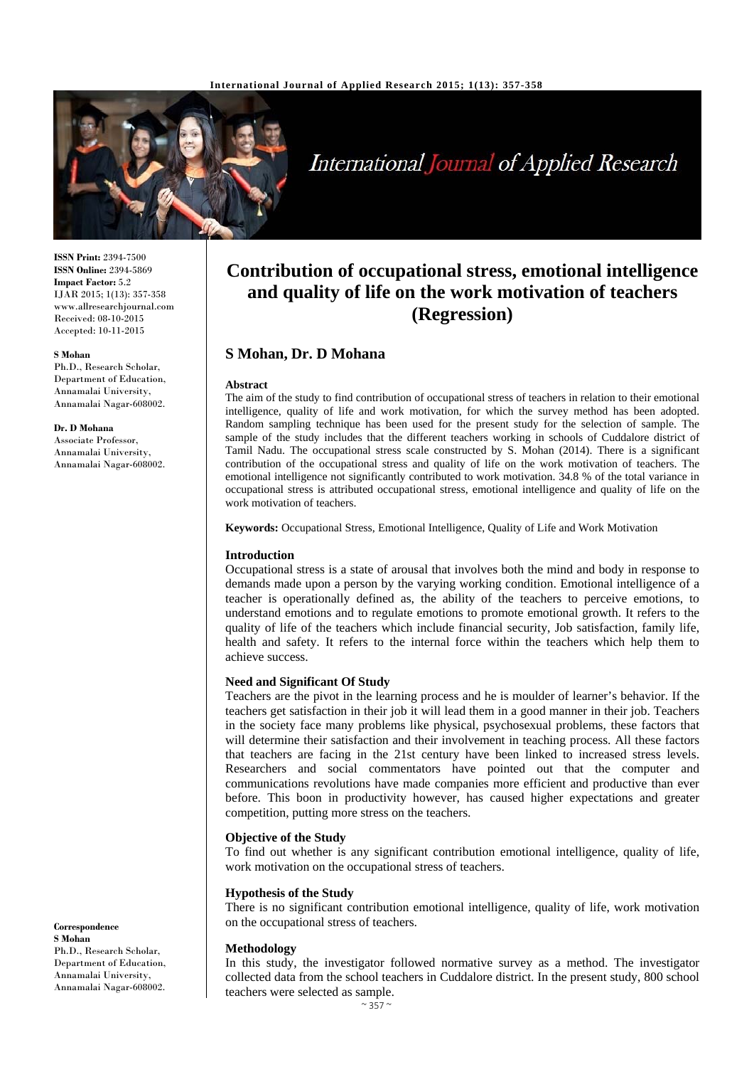**ISSN Print:** 2394-7500
**ISSN Online:** 2394-5869
**Impact Factor:** 5.2
IJAR 2015; 1(13): 357-358
www.allresearchjournal.com
Received: 08-10-2015
Accepted: 10-11-2015

**S Mohan**
Ph.D., Research Scholar, Department of Education, Annamalai University, Annamalai Nagar-608002.

**Dr. D Mohana**
Associate Professor, Annamalai University, Annamalai Nagar-608002.

**Correspondence**
**S Mohan**
Ph.D., Research Scholar, Department of Education, Annamalai University, Annamalai Nagar-608002.

# Contribution of occupational stress, emotional intelligence and quality of life on the work motivation of teachers (Regression)

## S Mohan, Dr. D Mohana

**Abstract**
The aim of the study to find contribution of occupational stress of teachers in relation to their emotional intelligence, quality of life and work motivation, for which the survey method has been adopted. Random sampling technique has been used for the present study for the selection of sample. The sample of the study includes that the different teachers working in schools of Cuddalore district of Tamil Nadu. The occupational stress scale constructed by S. Mohan (2014). There is a significant contribution of the occupational stress and quality of life on the work motivation of teachers. The emotional intelligence not significantly contributed to work motivation. 34.8 % of the total variance in occupational stress is attributed occupational stress, emotional intelligence and quality of life on the work motivation of teachers.

**Keywords:** Occupational Stress, Emotional Intelligence, Quality of Life and Work Motivation

### Introduction

Occupational stress is a state of arousal that involves both the mind and body in response to demands made upon a person by the varying working condition. Emotional intelligence of a teacher is operationally defined as, the ability of the teachers to perceive emotions, to understand emotions and to regulate emotions to promote emotional growth. It refers to the quality of life of the teachers which include financial security, Job satisfaction, family life, health and safety. It refers to the internal force within the teachers which help them to achieve success.

### Need and Significant Of Study

Teachers are the pivot in the learning process and he is moulder of learner's behavior. If the teachers get satisfaction in their job it will lead them in a good manner in their job. Teachers in the society face many problems like physical, psychosexual problems, these factors that will determine their satisfaction and their involvement in teaching process. All these factors that teachers are facing in the 21st century have been linked to increased stress levels. Researchers and social commentators have pointed out that the computer and communications revolutions have made companies more efficient and productive than ever before. This boon in productivity however, has caused higher expectations and greater competition, putting more stress on the teachers.

### Objective of the Study

To find out whether is any significant contribution emotional intelligence, quality of life, work motivation on the occupational stress of teachers.

### Hypothesis of the Study

There is no significant contribution emotional intelligence, quality of life, work motivation on the occupational stress of teachers.

### Methodology

In this study, the investigator followed normative survey as a method. The investigator collected data from the school teachers in Cuddalore district. In the present study, 800 school teachers were selected as sample.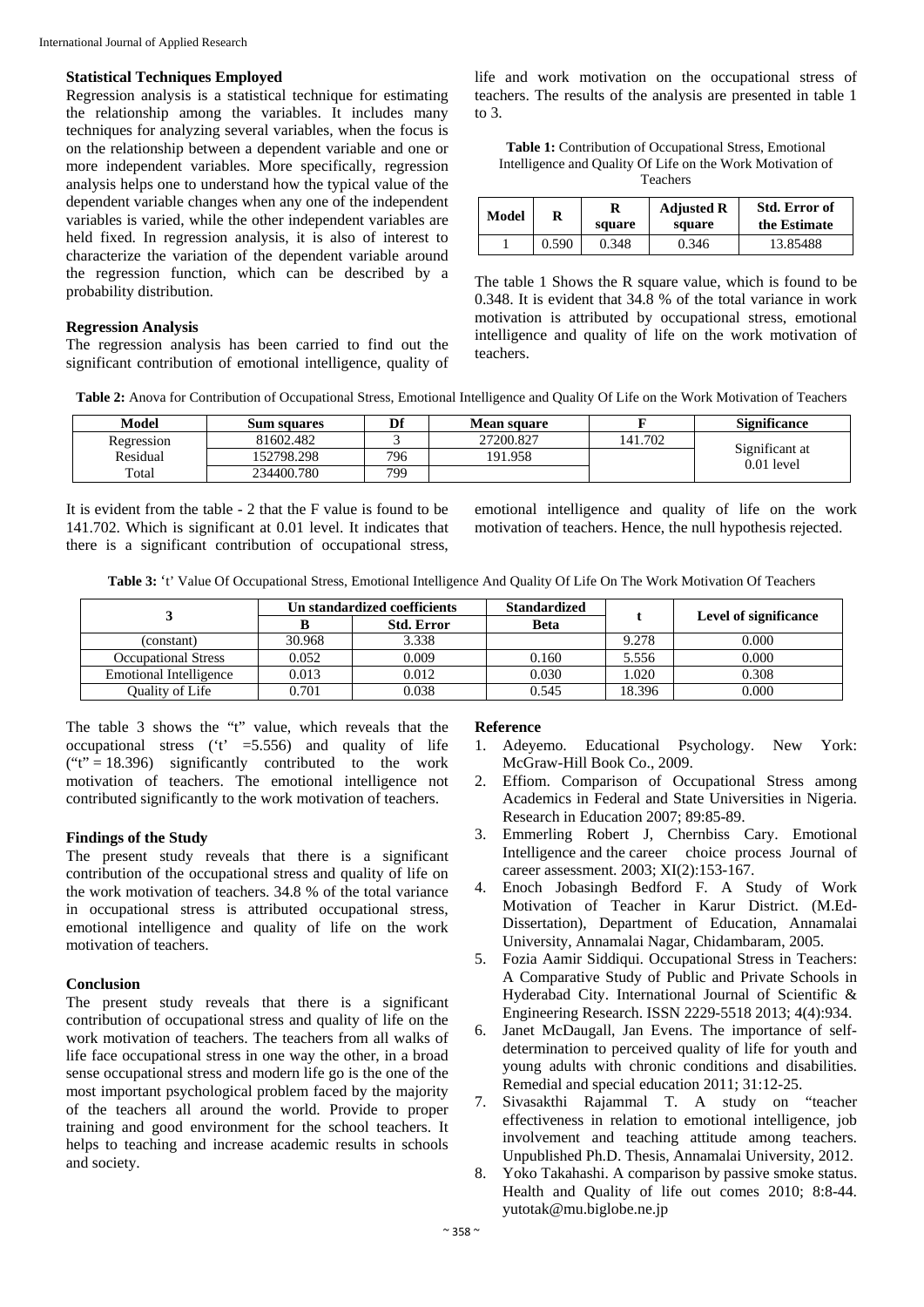### Statistical Techniques Employed

Regression analysis is a statistical technique for estimating the relationship among the variables. It includes many techniques for analyzing several variables, when the focus is on the relationship between a dependent variable and one or more independent variables. More specifically, regression analysis helps one to understand how the typical value of the dependent variable changes when any one of the independent variables is varied, while the other independent variables are held fixed. In regression analysis, it is also of interest to characterize the variation of the dependent variable around the regression function, which can be described by a probability distribution.

### Regression Analysis

The regression analysis has been carried to find out the significant contribution of emotional intelligence, quality of life and work motivation on the occupational stress of teachers. The results of the analysis are presented in table 1 to 3.

**Table 1:** Contribution of Occupational Stress, Emotional Intelligence and Quality Of Life on the Work Motivation of Teachers

| Model | R | R square | Adjusted R square | Std. Error of the Estimate |
|---|---|---|---|---|
| 1 | 0.590 | 0.348 | 0.346 | 13.85488 |

The table 1 Shows the R square value, which is found to be 0.348. It is evident that 34.8 % of the total variance in work motivation is attributed by occupational stress, emotional intelligence and quality of life on the work motivation of teachers.

**Table 2:** Anova for Contribution of Occupational Stress, Emotional Intelligence and Quality Of Life on the Work Motivation of Teachers

| Model | Sum squares | Df | Mean square | F | Significance |
|---|---|---|---|---|---|
| Regression | 81602.482 | 3 | 27200.827 | 141.702 | Significant at 0.01 level |
| Residual | 152798.298 | 796 | 191.958 | | |
| Total | 234400.780 | 799 | | | |

It is evident from the table - 2 that the F value is found to be 141.702. Which is significant at 0.01 level. It indicates that there is a significant contribution of occupational stress, emotional intelligence and quality of life on the work motivation of teachers. Hence, the null hypothesis rejected.

**Table 3:** 't' Value Of Occupational Stress, Emotional Intelligence And Quality Of Life On The Work Motivation Of Teachers

| 3 | Un standardized coefficients | | Standardized | t | Level of significance |
|---|---|---|---|---|---|
| | B | Std. Error | Beta | | |
| (constant) | 30.968 | 3.338 | | 9.278 | 0.000 |
| Occupational Stress | 0.052 | 0.009 | 0.160 | 5.556 | 0.000 |
| Emotional Intelligence | 0.013 | 0.012 | 0.030 | 1.020 | 0.308 |
| Quality of Life | 0.701 | 0.038 | 0.545 | 18.396 | 0.000 |

The table 3 shows the "t" value, which reveals that the occupational stress ('t' =5.556) and quality of life ("t" = 18.396) significantly contributed to the work motivation of teachers. The emotional intelligence not contributed significantly to the work motivation of teachers.

### Findings of the Study

The present study reveals that there is a significant contribution of the occupational stress and quality of life on the work motivation of teachers. 34.8 % of the total variance in occupational stress is attributed occupational stress, emotional intelligence and quality of life on the work motivation of teachers.

### Conclusion

The present study reveals that there is a significant contribution of occupational stress and quality of life on the work motivation of teachers. The teachers from all walks of life face occupational stress in one way the other, in a broad sense occupational stress and modern life go is the one of the most important psychological problem faced by the majority of the teachers all around the world. Provide to proper training and good environment for the school teachers. It helps to teaching and increase academic results in schools and society.

### Reference

1. Adeyemo. Educational Psychology. New York: McGraw-Hill Book Co., 2009.
2. Effiom. Comparison of Occupational Stress among Academics in Federal and State Universities in Nigeria. Research in Education 2007; 89:85-89.
3. Emmerling Robert J, Chernbiss Cary. Emotional Intelligence and the career choice process Journal of career assessment. 2003; XI(2):153-167.
4. Enoch Jobasingh Bedford F. A Study of Work Motivation of Teacher in Karur District. (M.Ed-Dissertation), Department of Education, Annamalai University, Annamalai Nagar, Chidambaram, 2005.
5. Fozia Aamir Siddiqui. Occupational Stress in Teachers: A Comparative Study of Public and Private Schools in Hyderabad City. International Journal of Scientific & Engineering Research. ISSN 2229-5518 2013; 4(4):934.
6. Janet McDaugall, Jan Evens. The importance of self-determination to perceived quality of life for youth and young adults with chronic conditions and disabilities. Remedial and special education 2011; 31:12-25.
7. Sivasakthi Rajammal T. A study on "teacher effectiveness in relation to emotional intelligence, job involvement and teaching attitude among teachers. Unpublished Ph.D. Thesis, Annamalai University, 2012.
8. Yoko Takahashi. A comparison by passive smoke status. Health and Quality of life out comes 2010; 8:8-44. yutotak@mu.biglobe.ne.jp